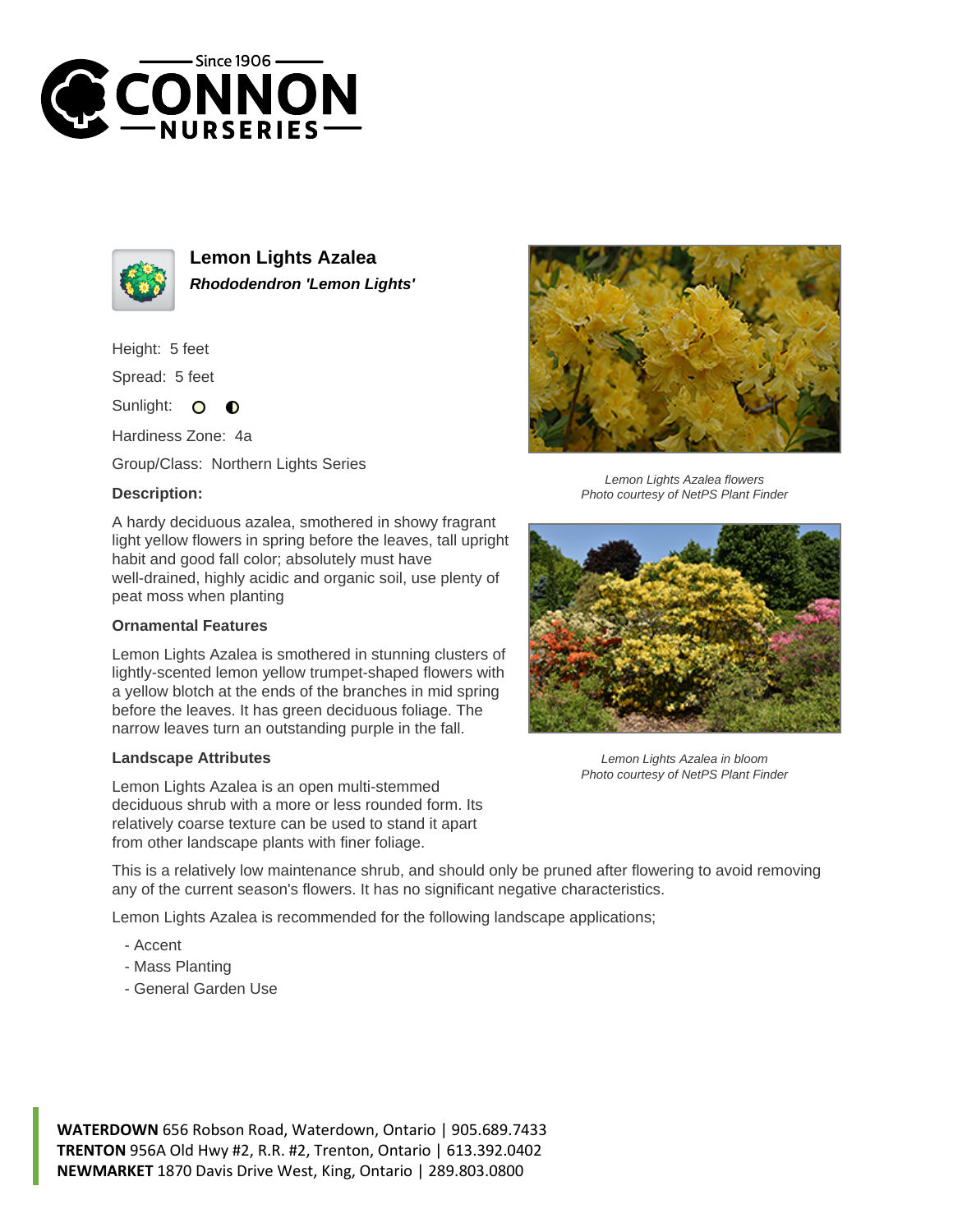# Lemon Lights Azalea

***Rhododendron 'Lemon Lights'***

Height: 5 feet

Spread: 5 feet

Sunlight:

Hardiness Zone: 4a

Group/Class: Northern Lights Series

**Description:**

A hardy deciduous azalea, smothered in showy fragrant light yellow flowers in spring before the leaves, tall upright habit and good fall color; absolutely must have well-drained, highly acidic and organic soil, use plenty of peat moss when planting

**Ornamental Features**

Lemon Lights Azalea is smothered in stunning clusters of lightly-scented lemon yellow trumpet-shaped flowers with a yellow blotch at the ends of the branches in mid spring before the leaves. It has green deciduous foliage. The narrow leaves turn an outstanding purple in the fall.

**Landscape Attributes**

Lemon Lights Azalea is an open multi-stemmed deciduous shrub with a more or less rounded form. Its relatively coarse texture can be used to stand it apart from other landscape plants with finer foliage.

This is a relatively low maintenance shrub, and should only be pruned after flowering to avoid removing any of the current season's flowers. It has no significant negative characteristics.

Lemon Lights Azalea is recommended for the following landscape applications;

- Accent
- Mass Planting
- General Garden Use

*Lemon Lights Azalea flowers*
*Photo courtesy of NetPS Plant Finder*

*Lemon Lights Azalea in bloom*
*Photo courtesy of NetPS Plant Finder*

**WATERDOWN** 656 Robson Road, Waterdown, Ontario | 905.689.7433
**TRENTON** 956A Old Hwy #2, R.R. #2, Trenton, Ontario | 613.392.0402
**NEWMARKET** 1870 Davis Drive West, King, Ontario | 289.803.0800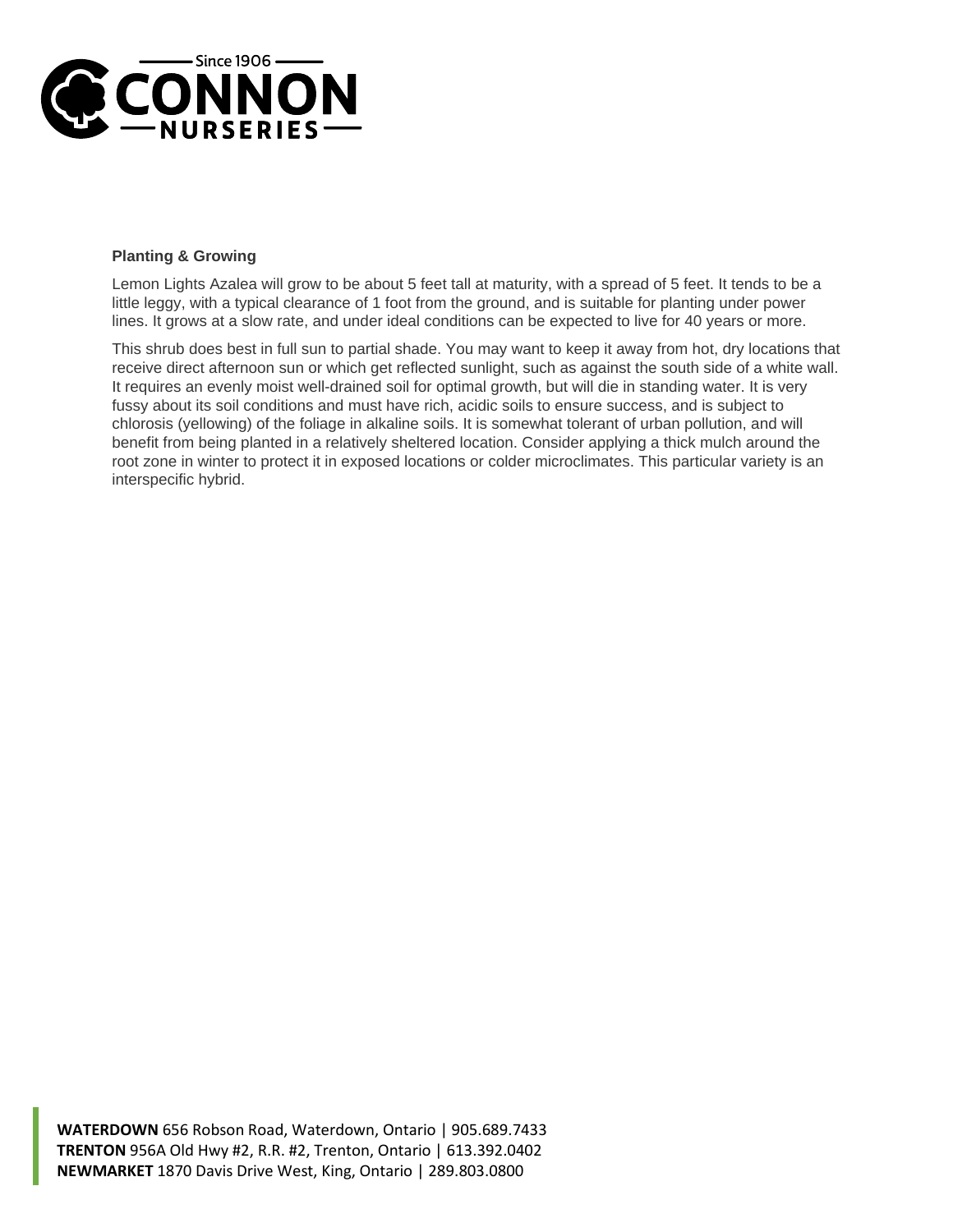### Planting & Growing

Lemon Lights Azalea will grow to be about 5 feet tall at maturity, with a spread of 5 feet. It tends to be a little leggy, with a typical clearance of 1 foot from the ground, and is suitable for planting under power lines. It grows at a slow rate, and under ideal conditions can be expected to live for 40 years or more.

This shrub does best in full sun to partial shade. You may want to keep it away from hot, dry locations that receive direct afternoon sun or which get reflected sunlight, such as against the south side of a white wall. It requires an evenly moist well-drained soil for optimal growth, but will die in standing water. It is very fussy about its soil conditions and must have rich, acidic soils to ensure success, and is subject to chlorosis (yellowing) of the foliage in alkaline soils. It is somewhat tolerant of urban pollution, and will benefit from being planted in a relatively sheltered location. Consider applying a thick mulch around the root zone in winter to protect it in exposed locations or colder microclimates. This particular variety is an interspecific hybrid.